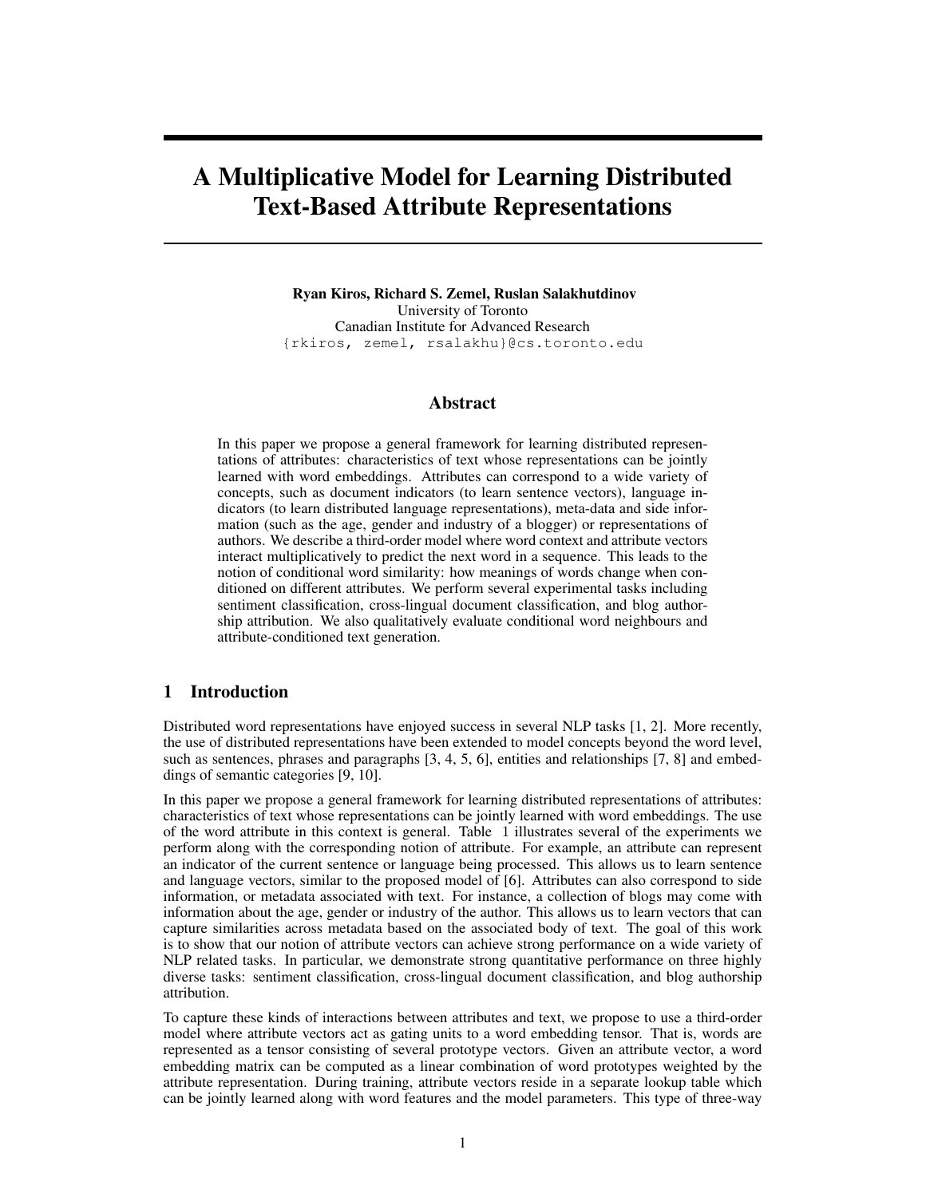# A Multiplicative Model for Learning Distributed Text-Based Attribute Representations

**Ryan Kiros, Richard S. Zemel, Ruslan Salakhutdinov**
University of Toronto
Canadian Institute for Advanced Research
{rkiros, zemel, rsalakhu}@cs.toronto.edu

## Abstract

In this paper we propose a general framework for learning distributed representations of attributes: characteristics of text whose representations can be jointly learned with word embeddings. Attributes can correspond to a wide variety of concepts, such as document indicators (to learn sentence vectors), language indicators (to learn distributed language representations), meta-data and side information (such as the age, gender and industry of a blogger) or representations of authors. We describe a third-order model where word context and attribute vectors interact multiplicatively to predict the next word in a sequence. This leads to the notion of conditional word similarity: how meanings of words change when conditioned on different attributes. We perform several experimental tasks including sentiment classification, cross-lingual document classification, and blog authorship attribution. We also qualitatively evaluate conditional word neighbours and attribute-conditioned text generation.

## 1 Introduction

Distributed word representations have enjoyed success in several NLP tasks [1, 2]. More recently, the use of distributed representations have been extended to model concepts beyond the word level, such as sentences, phrases and paragraphs [3, 4, 5, 6], entities and relationships [7, 8] and embeddings of semantic categories [9, 10].

In this paper we propose a general framework for learning distributed representations of attributes: characteristics of text whose representations can be jointly learned with word embeddings. The use of the word attribute in this context is general. Table 1 illustrates several of the experiments we perform along with the corresponding notion of attribute. For example, an attribute can represent an indicator of the current sentence or language being processed. This allows us to learn sentence and language vectors, similar to the proposed model of [6]. Attributes can also correspond to side information, or metadata associated with text. For instance, a collection of blogs may come with information about the age, gender or industry of the author. This allows us to learn vectors that can capture similarities across metadata based on the associated body of text. The goal of this work is to show that our notion of attribute vectors can achieve strong performance on a wide variety of NLP related tasks. In particular, we demonstrate strong quantitative performance on three highly diverse tasks: sentiment classification, cross-lingual document classification, and blog authorship attribution.

To capture these kinds of interactions between attributes and text, we propose to use a third-order model where attribute vectors act as gating units to a word embedding tensor. That is, words are represented as a tensor consisting of several prototype vectors. Given an attribute vector, a word embedding matrix can be computed as a linear combination of word prototypes weighted by the attribute representation. During training, attribute vectors reside in a separate lookup table which can be jointly learned along with word features and the model parameters. This type of three-way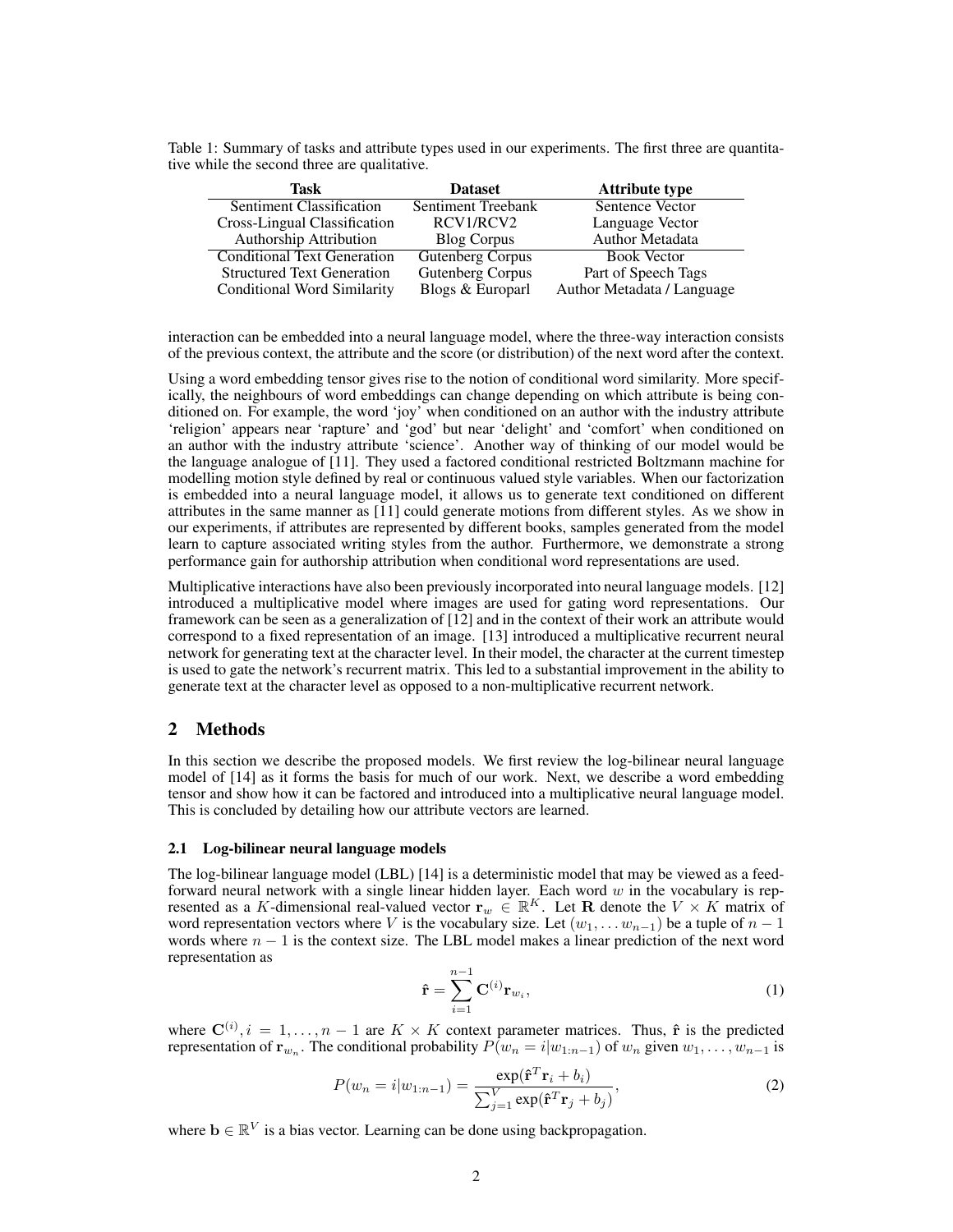Table 1: Summary of tasks and attribute types used in our experiments. The first three are quantitative while the second three are qualitative.

| Task | Dataset | Attribute type |
| --- | --- | --- |
| Sentiment Classification | Sentiment Treebank | Sentence Vector |
| Cross-Lingual Classification | RCV1/RCV2 | Language Vector |
| Authorship Attribution | Blog Corpus | Author Metadata |
| Conditional Text Generation | Gutenberg Corpus | Book Vector |
| Structured Text Generation | Gutenberg Corpus | Part of Speech Tags |
| Conditional Word Similarity | Blogs & Europarl | Author Metadata / Language |

interaction can be embedded into a neural language model, where the three-way interaction consists of the previous context, the attribute and the score (or distribution) of the next word after the context.

Using a word embedding tensor gives rise to the notion of conditional word similarity. More specifically, the neighbours of word embeddings can change depending on which attribute is being conditioned on. For example, the word 'joy' when conditioned on an author with the industry attribute 'religion' appears near 'rapture' and 'god' but near 'delight' and 'comfort' when conditioned on an author with the industry attribute 'science'. Another way of thinking of our model would be the language analogue of [11]. They used a factored conditional restricted Boltzmann machine for modelling motion style defined by real or continuous valued style variables. When our factorization is embedded into a neural language model, it allows us to generate text conditioned on different attributes in the same manner as [11] could generate motions from different styles. As we show in our experiments, if attributes are represented by different books, samples generated from the model learn to capture associated writing styles from the author. Furthermore, we demonstrate a strong performance gain for authorship attribution when conditional word representations are used.

Multiplicative interactions have also been previously incorporated into neural language models. [12] introduced a multiplicative model where images are used for gating word representations. Our framework can be seen as a generalization of [12] and in the context of their work an attribute would correspond to a fixed representation of an image. [13] introduced a multiplicative recurrent neural network for generating text at the character level. In their model, the character at the current timestep is used to gate the network's recurrent matrix. This led to a substantial improvement in the ability to generate text at the character level as opposed to a non-multiplicative recurrent network.

## 2 Methods

In this section we describe the proposed models. We first review the log-bilinear neural language model of [14] as it forms the basis for much of our work. Next, we describe a word embedding tensor and show how it can be factored and introduced into a multiplicative neural language model. This is concluded by detailing how our attribute vectors are learned.

### 2.1 Log-bilinear neural language models

The log-bilinear language model (LBL) [14] is a deterministic model that may be viewed as a feedforward neural network with a single linear hidden layer. Each word $w$ in the vocabulary is represented as a $K$-dimensional real-valued vector $\mathbf{r}_w \in \mathbb{R}^K$. Let $\mathbf{R}$ denote the $V \times K$ matrix of word representation vectors where $V$ is the vocabulary size. Let $(w_1, \ldots w_{n-1})$ be a tuple of $n-1$ words where $n-1$ is the context size. The LBL model makes a linear prediction of the next word representation as

$$\hat{\mathbf{r}} = \sum_{i=1}^{n-1} \mathbf{C}^{(i)} \mathbf{r}_{w_i}, \tag{1}$$

where $\mathbf{C}^{(i)}, i = 1, \ldots, n-1$ are $K \times K$ context parameter matrices. Thus, $\hat{\mathbf{r}}$ is the predicted representation of $\mathbf{r}_{w_n}$. The conditional probability $P(w_n = i | w_{1:n-1})$ of $w_n$ given $w_1, \ldots, w_{n-1}$ is

$$P(w_n = i | w_{1:n-1}) = \frac{\exp(\hat{\mathbf{r}}^T \mathbf{r}_i + b_i)}{\sum_{j=1}^{V} \exp(\hat{\mathbf{r}}^T \mathbf{r}_j + b_j)}, \tag{2}$$

where $\mathbf{b} \in \mathbb{R}^V$ is a bias vector. Learning can be done using backpropagation.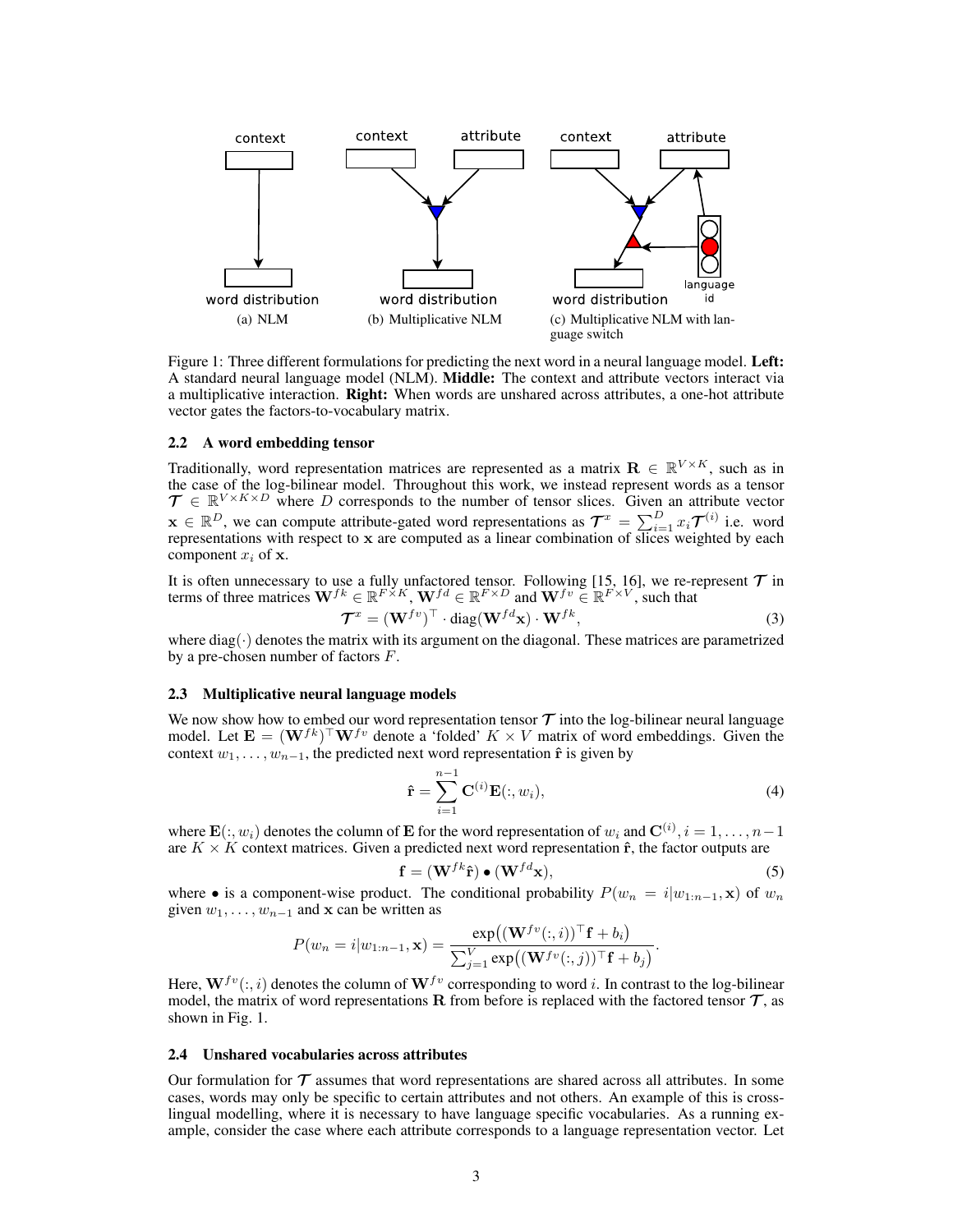context

word distribution

(a) NLM

context attribute

word distribution

(b) Multiplicative NLM

context attribute

word distribution

language id

(c) Multiplicative NLM with language switch

Figure 1: Three different formulations for predicting the next word in a neural language model. **Left:** A standard neural language model (NLM). **Middle:** The context and attribute vectors interact via a multiplicative interaction. **Right:** When words are unshared across attributes, a one-hot attribute vector gates the factors-to-vocabulary matrix.

### 2.2 A word embedding tensor

Traditionally, word representation matrices are represented as a matrix $\mathbf{R} \in \mathbb{R}^{V \times K}$, such as in the case of the log-bilinear model. Throughout this work, we instead represent words as a tensor $\mathcal{T} \in \mathbb{R}^{V \times K \times D}$ where $D$ corresponds to the number of tensor slices. Given an attribute vector $\mathbf{x} \in \mathbb{R}^D$, we can compute attribute-gated word representations as $\mathcal{T}^x = \sum_{i=1}^{D} x_i \mathcal{T}^{(i)}$ i.e. word representations with respect to $\mathbf{x}$ are computed as a linear combination of slices weighted by each component $x_i$ of $\mathbf{x}$.

It is often unnecessary to use a fully unfactored tensor. Following [15, 16], we re-represent $\mathcal{T}$ in terms of three matrices $\mathbf{W}^{fk} \in \mathbb{R}^{F \times K}$, $\mathbf{W}^{fd} \in \mathbb{R}^{F \times D}$ and $\mathbf{W}^{fv} \in \mathbb{R}^{F \times V}$, such that

$$\mathcal{T}^x = (\mathbf{W}^{fv})^\top \cdot \text{diag}(\mathbf{W}^{fd}\mathbf{x}) \cdot \mathbf{W}^{fk}, \tag{3}$$

where $\text{diag}(\cdot)$ denotes the matrix with its argument on the diagonal. These matrices are parametrized by a pre-chosen number of factors $F$.

### 2.3 Multiplicative neural language models

We now show how to embed our word representation tensor $\mathcal{T}$ into the log-bilinear neural language model. Let $\mathbf{E} = (\mathbf{W}^{fk})^\top \mathbf{W}^{fv}$ denote a 'folded' $K \times V$ matrix of word embeddings. Given the context $w_1, \ldots, w_{n-1}$, the predicted next word representation $\hat{\mathbf{r}}$ is given by

$$\hat{\mathbf{r}} = \sum_{i=1}^{n-1} \mathbf{C}^{(i)} \mathbf{E}(:, w_i), \tag{4}$$

where $\mathbf{E}(:, w_i)$ denotes the column of $\mathbf{E}$ for the word representation of $w_i$ and $\mathbf{C}^{(i)}, i = 1, \ldots, n-1$ are $K \times K$ context matrices. Given a predicted next word representation $\hat{\mathbf{r}}$, the factor outputs are

$$\mathbf{f} = (\mathbf{W}^{fk}\hat{\mathbf{r}}) \bullet (\mathbf{W}^{fd}\mathbf{x}), \tag{5}$$

where $\bullet$ is a component-wise product. The conditional probability $P(w_n = i | w_{1:n-1}, \mathbf{x})$ of $w_n$ given $w_1, \ldots, w_{n-1}$ and $\mathbf{x}$ can be written as

$$P(w_n = i | w_{1:n-1}, \mathbf{x}) = \frac{\exp\big((\mathbf{W}^{fv}(:, i))^\top \mathbf{f} + b_i\big)}{\sum_{j=1}^{V} \exp\big((\mathbf{W}^{fv}(:, j))^\top \mathbf{f} + b_j\big)}.$$

Here, $\mathbf{W}^{fv}(:, i)$ denotes the column of $\mathbf{W}^{fv}$ corresponding to word $i$. In contrast to the log-bilinear model, the matrix of word representations $\mathbf{R}$ from before is replaced with the factored tensor $\mathcal{T}$, as shown in Fig. 1.

### 2.4 Unshared vocabularies across attributes

Our formulation for $\mathcal{T}$ assumes that word representations are shared across all attributes. In some cases, words may only be specific to certain attributes and not others. An example of this is cross-lingual modelling, where it is necessary to have language specific vocabularies. As a running example, consider the case where each attribute corresponds to a language representation vector. Let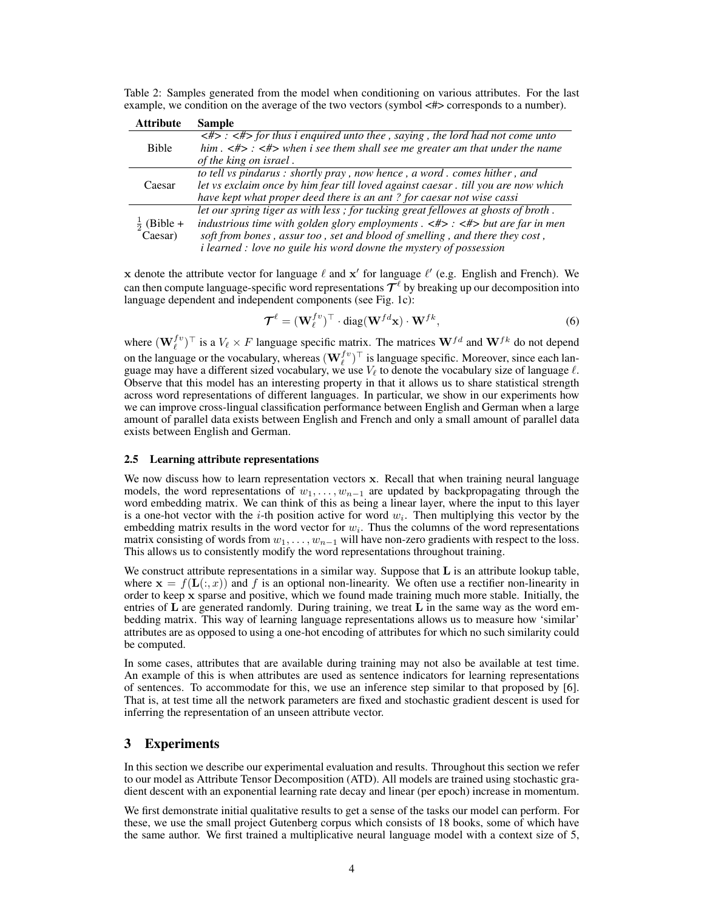Table 2: Samples generated from the model when conditioning on various attributes. For the last example, we condition on the average of the two vectors (symbol <#> corresponds to a number).

| Attribute | Sample |
|---|---|
| Bible | *<#> : <#> for thus i enquired unto thee , saying , the lord had not come unto him . <#> : <#> when i see them shall see me greater am that under the name of the king on israel .* |
| Caesar | *to tell vs pindarus : shortly pray , now hence , a word . comes hither , and let vs exclaim once by him fear till loved against caesar . till you are now which have kept what proper deed there is an ant ? for caesar not wise cassi* |
| $\frac{1}{2}$ (Bible + Caesar) | *let our spring tiger as with less ; for tucking great fellowes at ghosts of broth . industrious time with golden glory employments . <#> : <#> but are far in men soft from bones , assur too , set and blood of smelling , and there they cost , i learned : love no guile his word downe the mystery of possession* |

$\mathbf{x}$ denote the attribute vector for language $\ell$ and $\mathbf{x}'$ for language $\ell'$ (e.g. English and French). We can then compute language-specific word representations $\mathcal{T}^\ell$ by breaking up our decomposition into language dependent and independent components (see Fig. 1c):

$$\mathcal{T}^\ell = (\mathbf{W}_\ell^{fv})^\top \cdot \text{diag}(\mathbf{W}^{fd}\mathbf{x}) \cdot \mathbf{W}^{fk}, \tag{6}$$

where $(\mathbf{W}_\ell^{fv})^\top$ is a $V_\ell \times F$ language specific matrix. The matrices $\mathbf{W}^{fd}$ and $\mathbf{W}^{fk}$ do not depend on the language or the vocabulary, whereas $(\mathbf{W}_\ell^{fv})^\top$ is language specific. Moreover, since each language may have a different sized vocabulary, we use $V_\ell$ to denote the vocabulary size of language $\ell$. Observe that this model has an interesting property in that it allows us to share statistical strength across word representations of different languages. In particular, we show in our experiments how we can improve cross-lingual classification performance between English and German when a large amount of parallel data exists between English and French and only a small amount of parallel data exists between English and German.

### 2.5 Learning attribute representations

We now discuss how to learn representation vectors $\mathbf{x}$. Recall that when training neural language models, the word representations of $w_1, \ldots, w_{n-1}$ are updated by backpropagating through the word embedding matrix. We can think of this as being a linear layer, where the input to this layer is a one-hot vector with the $i$-th position active for word $w_i$. Then multiplying this vector by the embedding matrix results in the word vector for $w_i$. Thus the columns of the word representations matrix consisting of words from $w_1, \ldots, w_{n-1}$ will have non-zero gradients with respect to the loss. This allows us to consistently modify the word representations throughout training.

We construct attribute representations in a similar way. Suppose that $\mathbf{L}$ is an attribute lookup table, where $\mathbf{x} = f(\mathbf{L}(:, x))$ and $f$ is an optional non-linearity. We often use a rectifier non-linearity in order to keep $\mathbf{x}$ sparse and positive, which we found made training much more stable. Initially, the entries of $\mathbf{L}$ are generated randomly. During training, we treat $\mathbf{L}$ in the same way as the word embedding matrix. This way of learning language representations allows us to measure how 'similar' attributes are as opposed to using a one-hot encoding of attributes for which no such similarity could be computed.

In some cases, attributes that are available during training may not also be available at test time. An example of this is when attributes are used as sentence indicators for learning representations of sentences. To accommodate for this, we use an inference step similar to that proposed by [6]. That is, at test time all the network parameters are fixed and stochastic gradient descent is used for inferring the representation of an unseen attribute vector.

## 3 Experiments

In this section we describe our experimental evaluation and results. Throughout this section we refer to our model as Attribute Tensor Decomposition (ATD). All models are trained using stochastic gradient descent with an exponential learning rate decay and linear (per epoch) increase in momentum.

We first demonstrate initial qualitative results to get a sense of the tasks our model can perform. For these, we use the small project Gutenberg corpus which consists of 18 books, some of which have the same author. We first trained a multiplicative neural language model with a context size of 5,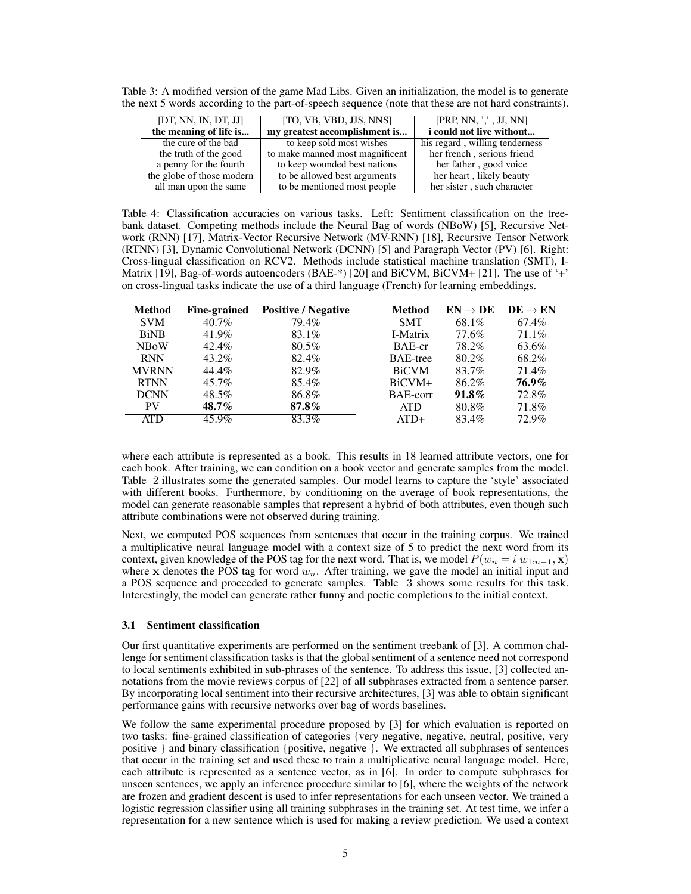Table 3: A modified version of the game Mad Libs. Given an initialization, the model is to generate the next 5 words according to the part-of-speech sequence (note that these are not hard constraints).

| [DT, NN, IN, DT, JJ] **the meaning of life is...** | [TO, VB, VBD, JJS, NNS] **my greatest accomplishment is...** | [PRP, NN, ',' , JJ, NN] **i could not live without...** |
|---|---|---|
| the cure of the bad | to keep sold most wishes | his regard , willing tenderness |
| the truth of the good | to make manned most magnificent | her french , serious friend |
| a penny for the fourth | to keep wounded best nations | her father , good voice |
| the globe of those modern | to be allowed best arguments | her heart , likely beauty |
| all man upon the same | to be mentioned most people | her sister , such character |

Table 4: Classification accuracies on various tasks. Left: Sentiment classification on the treebank dataset. Competing methods include the Neural Bag of words (NBoW) [5], Recursive Network (RNN) [17], Matrix-Vector Recursive Network (MV-RNN) [18], Recursive Tensor Network (RTNN) [3], Dynamic Convolutional Network (DCNN) [5] and Paragraph Vector (PV) [6]. Right: Cross-lingual classification on RCV2. Methods include statistical machine translation (SMT), I-Matrix [19], Bag-of-words autoencoders (BAE-*) [20] and BiCVM, BiCVM+ [21]. The use of '+' on cross-lingual tasks indicate the use of a third language (French) for learning embeddings.

| Method | Fine-grained | Positive / Negative |
|---|---|---|
| SVM | 40.7% | 79.4% |
| BiNB | 41.9% | 83.1% |
| NBoW | 42.4% | 80.5% |
| RNN | 43.2% | 82.4% |
| MVRNN | 44.4% | 82.9% |
| RTNN | 45.7% | 85.4% |
| DCNN | 48.5% | 86.8% |
| PV | **48.7%** | **87.8%** |
| ATD | 45.9% | 83.3% |

| Method | EN → DE | DE → EN |
|---|---|---|
| SMT | 68.1% | 67.4% |
| I-Matrix | 77.6% | 71.1% |
| BAE-cr | 78.2% | 63.6% |
| BAE-tree | 80.2% | 68.2% |
| BiCVM | 83.7% | 71.4% |
| BiCVM+ | 86.2% | **76.9%** |
| BAE-corr | **91.8%** | 72.8% |
| ATD | 80.8% | 71.8% |
| ATD+ | 83.4% | 72.9% |

where each attribute is represented as a book. This results in 18 learned attribute vectors, one for each book. After training, we can condition on a book vector and generate samples from the model. Table 2 illustrates some the generated samples. Our model learns to capture the 'style' associated with different books. Furthermore, by conditioning on the average of book representations, the model can generate reasonable samples that represent a hybrid of both attributes, even though such attribute combinations were not observed during training.

Next, we computed POS sequences from sentences that occur in the training corpus. We trained a multiplicative neural language model with a context size of 5 to predict the next word from its context, given knowledge of the POS tag for the next word. That is, we model $P(w_n = i|w_{1:n-1}, \mathbf{x})$ where $\mathbf{x}$ denotes the POS tag for word $w_n$. After training, we gave the model an initial input and a POS sequence and proceeded to generate samples. Table 3 shows some results for this task. Interestingly, the model can generate rather funny and poetic completions to the initial context.

### 3.1 Sentiment classification

Our first quantitative experiments are performed on the sentiment treebank of [3]. A common challenge for sentiment classification tasks is that the global sentiment of a sentence need not correspond to local sentiments exhibited in sub-phrases of the sentence. To address this issue, [3] collected annotations from the movie reviews corpus of [22] of all subphrases extracted from a sentence parser. By incorporating local sentiment into their recursive architectures, [3] was able to obtain significant performance gains with recursive networks over bag of words baselines.

We follow the same experimental procedure proposed by [3] for which evaluation is reported on two tasks: fine-grained classification of categories {very negative, negative, neutral, positive, very positive } and binary classification {positive, negative }. We extracted all subphrases of sentences that occur in the training set and used these to train a multiplicative neural language model. Here, each attribute is represented as a sentence vector, as in [6]. In order to compute subphrases for unseen sentences, we apply an inference procedure similar to [6], where the weights of the network are frozen and gradient descent is used to infer representations for each unseen vector. We trained a logistic regression classifier using all training subphrases in the training set. At test time, we infer a representation for a new sentence which is used for making a review prediction. We used a context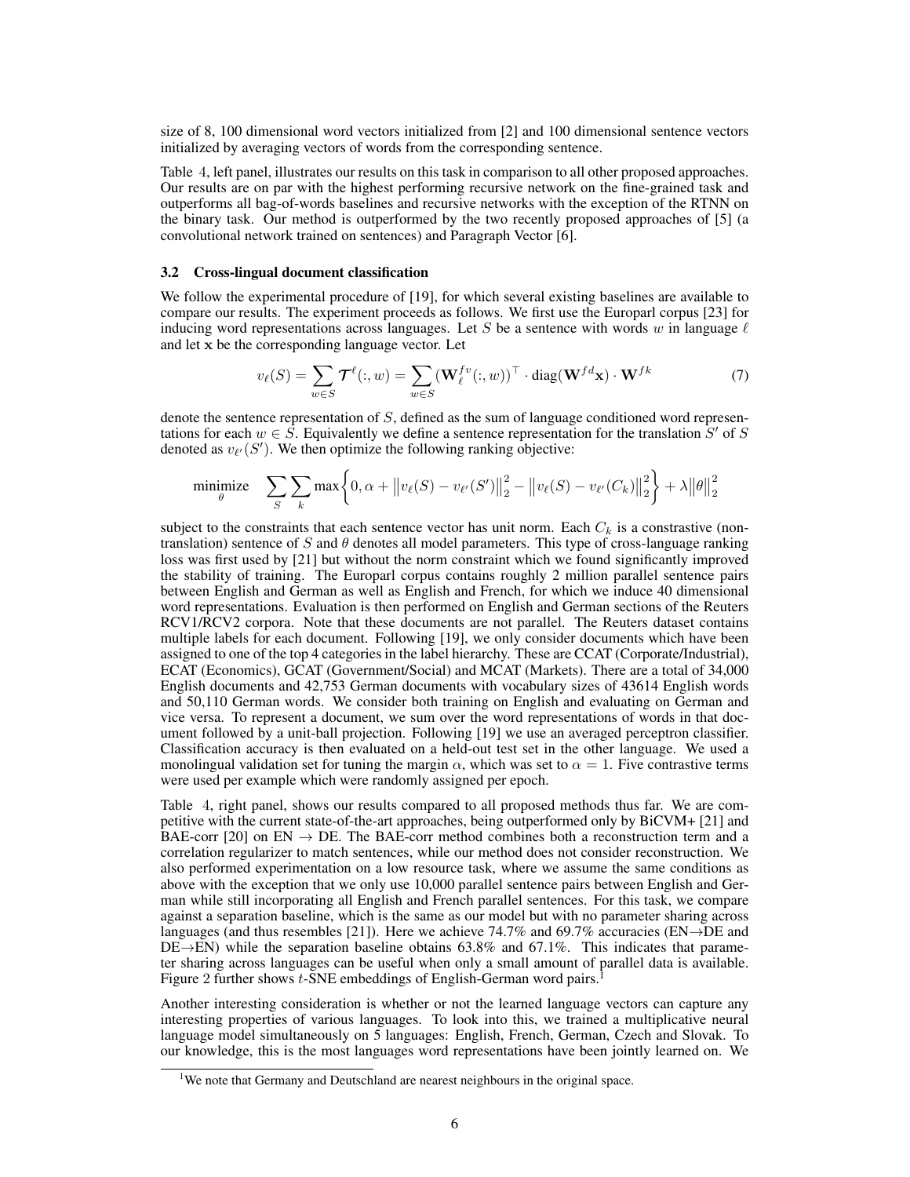size of 8, 100 dimensional word vectors initialized from [2] and 100 dimensional sentence vectors initialized by averaging vectors of words from the corresponding sentence.

Table 4, left panel, illustrates our results on this task in comparison to all other proposed approaches. Our results are on par with the highest performing recursive network on the fine-grained task and outperforms all bag-of-words baselines and recursive networks with the exception of the RTNN on the binary task. Our method is outperformed by the two recently proposed approaches of [5] (a convolutional network trained on sentences) and Paragraph Vector [6].

### 3.2 Cross-lingual document classification

We follow the experimental procedure of [19], for which several existing baselines are available to compare our results. The experiment proceeds as follows. We first use the Europarl corpus [23] for inducing word representations across languages. Let $S$ be a sentence with words $w$ in language $\ell$ and let $\mathbf{x}$ be the corresponding language vector. Let

$$v_\ell(S) = \sum_{w \in S} \boldsymbol{\mathcal{T}}^\ell(:, w) = \sum_{w \in S} (\mathbf{W}_\ell^{fv}(:, w))^\top \cdot \text{diag}(\mathbf{W}^{fd}\mathbf{x}) \cdot \mathbf{W}^{fk} \tag{7}$$

denote the sentence representation of $S$, defined as the sum of language conditioned word representations for each $w \in S$. Equivalently we define a sentence representation for the translation $S'$ of $S$ denoted as $v_{\ell'}(S')$. We then optimize the following ranking objective:

$$\underset{\theta}{\text{minimize}} \quad \sum_S \sum_k \max\left\{0, \alpha + \left\|v_\ell(S) - v_{\ell'}(S')\right\|_2^2 - \left\|v_\ell(S) - v_{\ell'}(C_k)\right\|_2^2\right\} + \lambda\left\|\theta\right\|_2^2$$

subject to the constraints that each sentence vector has unit norm. Each $C_k$ is a constrastive (non-translation) sentence of $S$ and $\theta$ denotes all model parameters. This type of cross-language ranking loss was first used by [21] but without the norm constraint which we found significantly improved the stability of training. The Europarl corpus contains roughly 2 million parallel sentence pairs between English and German as well as English and French, for which we induce 40 dimensional word representations. Evaluation is then performed on English and German sections of the Reuters RCV1/RCV2 corpora. Note that these documents are not parallel. The Reuters dataset contains multiple labels for each document. Following [19], we only consider documents which have been assigned to one of the top 4 categories in the label hierarchy. These are CCAT (Corporate/Industrial), ECAT (Economics), GCAT (Government/Social) and MCAT (Markets). There are a total of 34,000 English documents and 42,753 German documents with vocabulary sizes of 43614 English words and 50,110 German words. We consider both training on English and evaluating on German and vice versa. To represent a document, we sum over the word representations of words in that document followed by a unit-ball projection. Following [19] we use an averaged perceptron classifier. Classification accuracy is then evaluated on a held-out test set in the other language. We used a monolingual validation set for tuning the margin $\alpha$, which was set to $\alpha = 1$. Five contrastive terms were used per example which were randomly assigned per epoch.

Table 4, right panel, shows our results compared to all proposed methods thus far. We are competitive with the current state-of-the-art approaches, being outperformed only by BiCVM+ [21] and BAE-corr [20] on EN $\rightarrow$ DE. The BAE-corr method combines both a reconstruction term and a correlation regularizer to match sentences, while our method does not consider reconstruction. We also performed experimentation on a low resource task, where we assume the same conditions as above with the exception that we only use 10,000 parallel sentence pairs between English and German while still incorporating all English and French parallel sentences. For this task, we compare against a separation baseline, which is the same as our model but with no parameter sharing across languages (and thus resembles [21]). Here we achieve 74.7% and 69.7% accuracies (EN$\rightarrow$DE and DE$\rightarrow$EN) while the separation baseline obtains 63.8% and 67.1%. This indicates that parameter sharing across languages can be useful when only a small amount of parallel data is available. Figure 2 further shows $t$-SNE embeddings of English-German word pairs.[1]

Another interesting consideration is whether or not the learned language vectors can capture any interesting properties of various languages. To look into this, we trained a multiplicative neural language model simultaneously on 5 languages: English, French, German, Czech and Slovak. To our knowledge, this is the most languages word representations have been jointly learned on. We

[1] We note that Germany and Deutschland are nearest neighbours in the original space.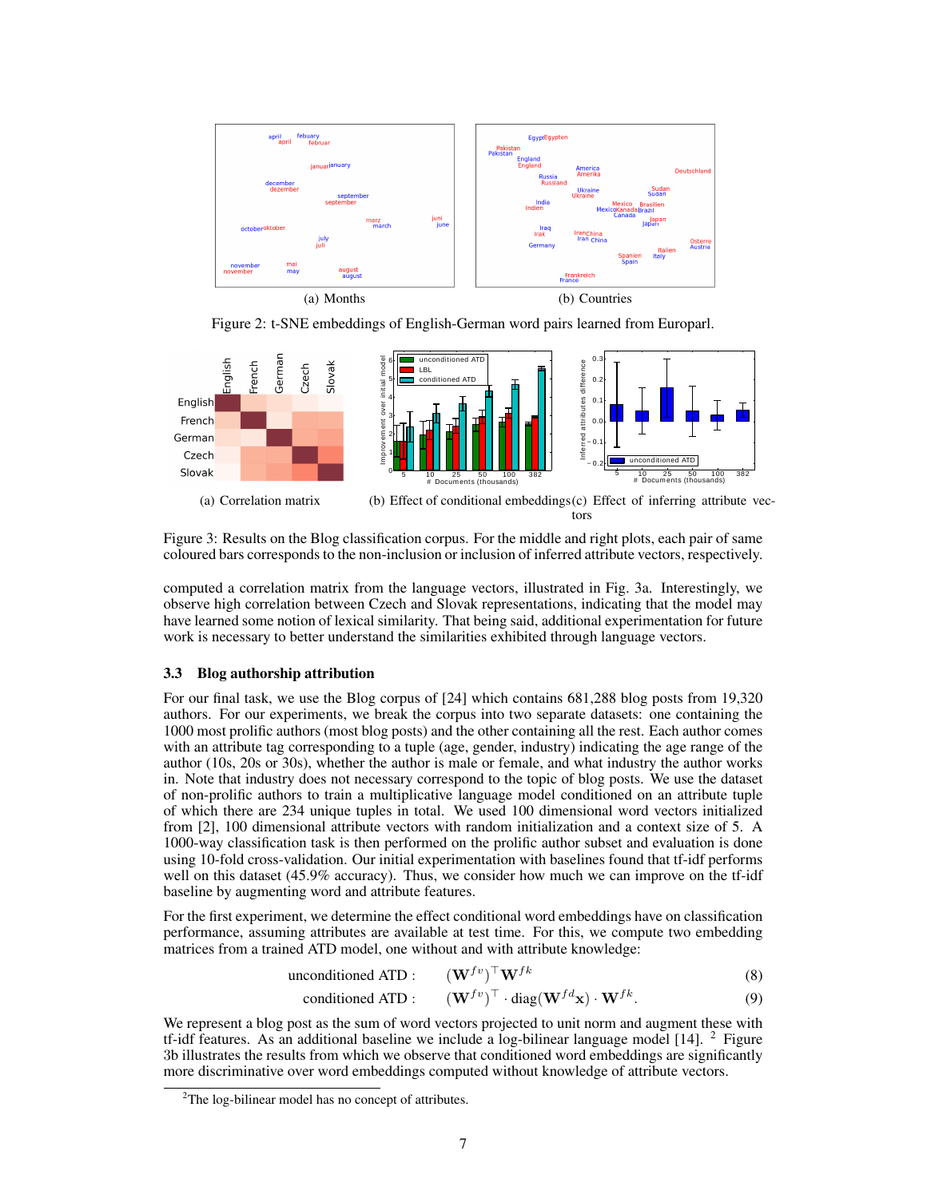(a) Months

(b) Countries

Figure 2: t-SNE embeddings of English-German word pairs learned from Europarl.

(a) Correlation matrix

(b) Effect of conditional embeddings

(c) Effect of inferring attribute vectors

Figure 3: Results on the Blog classification corpus. For the middle and right plots, each pair of same coloured bars corresponds to the non-inclusion or inclusion of inferred attribute vectors, respectively.

computed a correlation matrix from the language vectors, illustrated in Fig. 3a. Interestingly, we observe high correlation between Czech and Slovak representations, indicating that the model may have learned some notion of lexical similarity. That being said, additional experimentation for future work is necessary to better understand the similarities exhibited through language vectors.

### 3.3 Blog authorship attribution

For our final task, we use the Blog corpus of [24] which contains 681,288 blog posts from 19,320 authors. For our experiments, we break the corpus into two separate datasets: one containing the 1000 most prolific authors (most blog posts) and the other containing all the rest. Each author comes with an attribute tag corresponding to a tuple (age, gender, industry) indicating the age range of the author (10s, 20s or 30s), whether the author is male or female, and what industry the author works in. Note that industry does not necessary correspond to the topic of blog posts. We use the dataset of non-prolific authors to train a multiplicative language model conditioned on an attribute tuple of which there are 234 unique tuples in total. We used 100 dimensional word vectors initialized from [2], 100 dimensional attribute vectors with random initialization and a context size of 5. A 1000-way classification task is then performed on the prolific author subset and evaluation is done using 10-fold cross-validation. Our initial experimentation with baselines found that tf-idf performs well on this dataset (45.9% accuracy). Thus, we consider how much we can improve on the tf-idf baseline by augmenting word and attribute features.

For the first experiment, we determine the effect conditional word embeddings have on classification performance, assuming attributes are available at test time. For this, we compute two embedding matrices from a trained ATD model, one without and with attribute knowledge:

$$\text{unconditioned ATD :} \qquad (\mathbf{W}^{fv})^\top \mathbf{W}^{fk} \tag{8}$$

$$\text{conditioned ATD :} \qquad (\mathbf{W}^{fv})^\top \cdot \text{diag}(\mathbf{W}^{fd}\mathbf{x}) \cdot \mathbf{W}^{fk}. \tag{9}$$

We represent a blog post as the sum of word vectors projected to unit norm and augment these with tf-idf features. As an additional baseline we include a log-bilinear language model [14]. [2] Figure 3b illustrates the results from which we observe that conditioned word embeddings are significantly more discriminative over word embeddings computed without knowledge of attribute vectors.

[2] The log-bilinear model has no concept of attributes.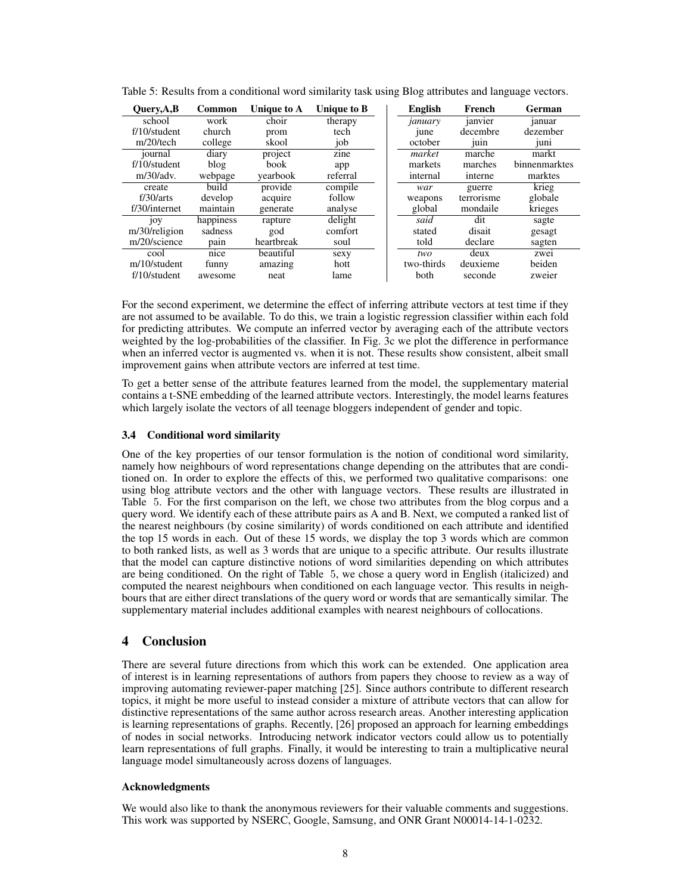Table 5: Results from a conditional word similarity task using Blog attributes and language vectors.

| Query,A,B | Common | Unique to A | Unique to B | English | French | German |
|---|---|---|---|---|---|---|
| school | work | choir | therapy | *january* | janvier | januar |
| f/10/student | church | prom | tech | june | decembre | dezember |
| m/20/tech | college | skool | job | october | juin | juni |
| journal | diary | project | zine | *market* | marche | markt |
| f/10/student | blog | book | app | markets | marches | binnenmarktes |
| m/30/adv. | webpage | yearbook | referral | internal | interne | marktes |
| create | build | provide | compile | *war* | guerre | krieg |
| f/30/arts | develop | acquire | follow | weapons | terrorisme | globale |
| f/30/internet | maintain | generate | analyse | global | mondaile | krieges |
| joy | happiness | rapture | delight | *said* | dit | sagte |
| m/30/religion | sadness | god | comfort | stated | disait | gesagt |
| m/20/science | pain | heartbreak | soul | told | declare | sagten |
| cool | nice | beautiful | sexy | *two* | deux | zwei |
| m/10/student | funny | amazing | hott | two-thirds | deuxieme | beiden |
| f/10/student | awesome | neat | lame | both | seconde | zweier |

For the second experiment, we determine the effect of inferring attribute vectors at test time if they are not assumed to be available. To do this, we train a logistic regression classifier within each fold for predicting attributes. We compute an inferred vector by averaging each of the attribute vectors weighted by the log-probabilities of the classifier. In Fig. 3c we plot the difference in performance when an inferred vector is augmented vs. when it is not. These results show consistent, albeit small improvement gains when attribute vectors are inferred at test time.

To get a better sense of the attribute features learned from the model, the supplementary material contains a t-SNE embedding of the learned attribute vectors. Interestingly, the model learns features which largely isolate the vectors of all teenage bloggers independent of gender and topic.

### 3.4 Conditional word similarity

One of the key properties of our tensor formulation is the notion of conditional word similarity, namely how neighbours of word representations change depending on the attributes that are conditioned on. In order to explore the effects of this, we performed two qualitative comparisons: one using blog attribute vectors and the other with language vectors. These results are illustrated in Table 5. For the first comparison on the left, we chose two attributes from the blog corpus and a query word. We identify each of these attribute pairs as A and B. Next, we computed a ranked list of the nearest neighbours (by cosine similarity) of words conditioned on each attribute and identified the top 15 words in each. Out of these 15 words, we display the top 3 words which are common to both ranked lists, as well as 3 words that are unique to a specific attribute. Our results illustrate that the model can capture distinctive notions of word similarities depending on which attributes are being conditioned. On the right of Table 5, we chose a query word in English (italicized) and computed the nearest neighbours when conditioned on each language vector. This results in neighbours that are either direct translations of the query word or words that are semantically similar. The supplementary material includes additional examples with nearest neighbours of collocations.

## 4 Conclusion

There are several future directions from which this work can be extended. One application area of interest is in learning representations of authors from papers they choose to review as a way of improving automating reviewer-paper matching [25]. Since authors contribute to different research topics, it might be more useful to instead consider a mixture of attribute vectors that can allow for distinctive representations of the same author across research areas. Another interesting application is learning representations of graphs. Recently, [26] proposed an approach for learning embeddings of nodes in social networks. Introducing network indicator vectors could allow us to potentially learn representations of full graphs. Finally, it would be interesting to train a multiplicative neural language model simultaneously across dozens of languages.

#### Acknowledgments

We would also like to thank the anonymous reviewers for their valuable comments and suggestions. This work was supported by NSERC, Google, Samsung, and ONR Grant N00014-14-1-0232.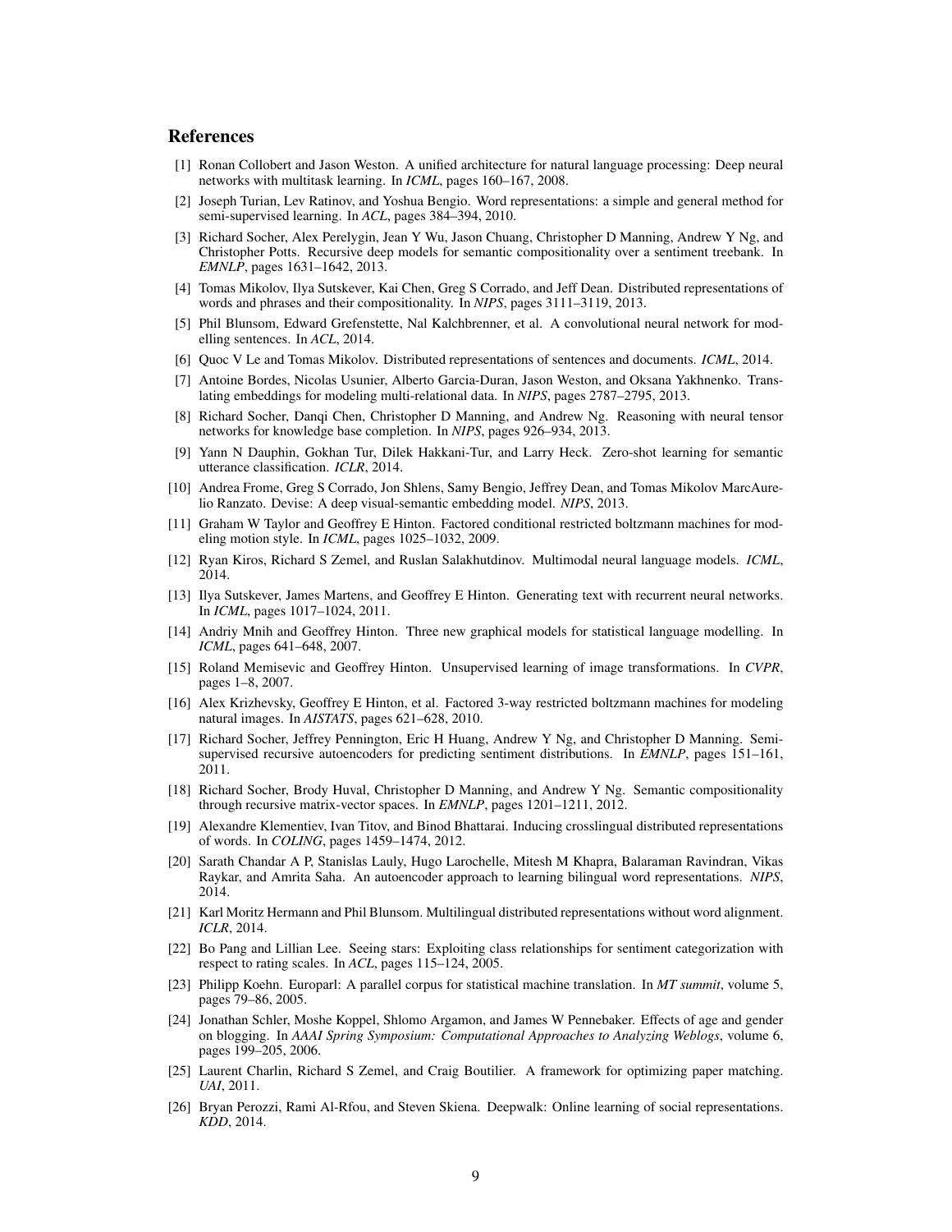## References

[1] Ronan Collobert and Jason Weston. A unified architecture for natural language processing: Deep neural networks with multitask learning. In *ICML*, pages 160–167, 2008.

[2] Joseph Turian, Lev Ratinov, and Yoshua Bengio. Word representations: a simple and general method for semi-supervised learning. In *ACL*, pages 384–394, 2010.

[3] Richard Socher, Alex Perelygin, Jean Y Wu, Jason Chuang, Christopher D Manning, Andrew Y Ng, and Christopher Potts. Recursive deep models for semantic compositionality over a sentiment treebank. In *EMNLP*, pages 1631–1642, 2013.

[4] Tomas Mikolov, Ilya Sutskever, Kai Chen, Greg S Corrado, and Jeff Dean. Distributed representations of words and phrases and their compositionality. In *NIPS*, pages 3111–3119, 2013.

[5] Phil Blunsom, Edward Grefenstette, Nal Kalchbrenner, et al. A convolutional neural network for modelling sentences. In *ACL*, 2014.

[6] Quoc V Le and Tomas Mikolov. Distributed representations of sentences and documents. *ICML*, 2014.

[7] Antoine Bordes, Nicolas Usunier, Alberto Garcia-Duran, Jason Weston, and Oksana Yakhnenko. Translating embeddings for modeling multi-relational data. In *NIPS*, pages 2787–2795, 2013.

[8] Richard Socher, Danqi Chen, Christopher D Manning, and Andrew Ng. Reasoning with neural tensor networks for knowledge base completion. In *NIPS*, pages 926–934, 2013.

[9] Yann N Dauphin, Gokhan Tur, Dilek Hakkani-Tur, and Larry Heck. Zero-shot learning for semantic utterance classification. *ICLR*, 2014.

[10] Andrea Frome, Greg S Corrado, Jon Shlens, Samy Bengio, Jeffrey Dean, and Tomas Mikolov MarcAurelio Ranzato. Devise: A deep visual-semantic embedding model. *NIPS*, 2013.

[11] Graham W Taylor and Geoffrey E Hinton. Factored conditional restricted boltzmann machines for modeling motion style. In *ICML*, pages 1025–1032, 2009.

[12] Ryan Kiros, Richard S Zemel, and Ruslan Salakhutdinov. Multimodal neural language models. *ICML*, 2014.

[13] Ilya Sutskever, James Martens, and Geoffrey E Hinton. Generating text with recurrent neural networks. In *ICML*, pages 1017–1024, 2011.

[14] Andriy Mnih and Geoffrey Hinton. Three new graphical models for statistical language modelling. In *ICML*, pages 641–648, 2007.

[15] Roland Memisevic and Geoffrey Hinton. Unsupervised learning of image transformations. In *CVPR*, pages 1–8, 2007.

[16] Alex Krizhevsky, Geoffrey E Hinton, et al. Factored 3-way restricted boltzmann machines for modeling natural images. In *AISTATS*, pages 621–628, 2010.

[17] Richard Socher, Jeffrey Pennington, Eric H Huang, Andrew Y Ng, and Christopher D Manning. Semi-supervised recursive autoencoders for predicting sentiment distributions. In *EMNLP*, pages 151–161, 2011.

[18] Richard Socher, Brody Huval, Christopher D Manning, and Andrew Y Ng. Semantic compositionality through recursive matrix-vector spaces. In *EMNLP*, pages 1201–1211, 2012.

[19] Alexandre Klementiev, Ivan Titov, and Binod Bhattarai. Inducing crosslingual distributed representations of words. In *COLING*, pages 1459–1474, 2012.

[20] Sarath Chandar A P, Stanislas Lauly, Hugo Larochelle, Mitesh M Khapra, Balaraman Ravindran, Vikas Raykar, and Amrita Saha. An autoencoder approach to learning bilingual word representations. *NIPS*, 2014.

[21] Karl Moritz Hermann and Phil Blunsom. Multilingual distributed representations without word alignment. *ICLR*, 2014.

[22] Bo Pang and Lillian Lee. Seeing stars: Exploiting class relationships for sentiment categorization with respect to rating scales. In *ACL*, pages 115–124, 2005.

[23] Philipp Koehn. Europarl: A parallel corpus for statistical machine translation. In *MT summit*, volume 5, pages 79–86, 2005.

[24] Jonathan Schler, Moshe Koppel, Shlomo Argamon, and James W Pennebaker. Effects of age and gender on blogging. In *AAAI Spring Symposium: Computational Approaches to Analyzing Weblogs*, volume 6, pages 199–205, 2006.

[25] Laurent Charlin, Richard S Zemel, and Craig Boutilier. A framework for optimizing paper matching. *UAI*, 2011.

[26] Bryan Perozzi, Rami Al-Rfou, and Steven Skiena. Deepwalk: Online learning of social representations. *KDD*, 2014.